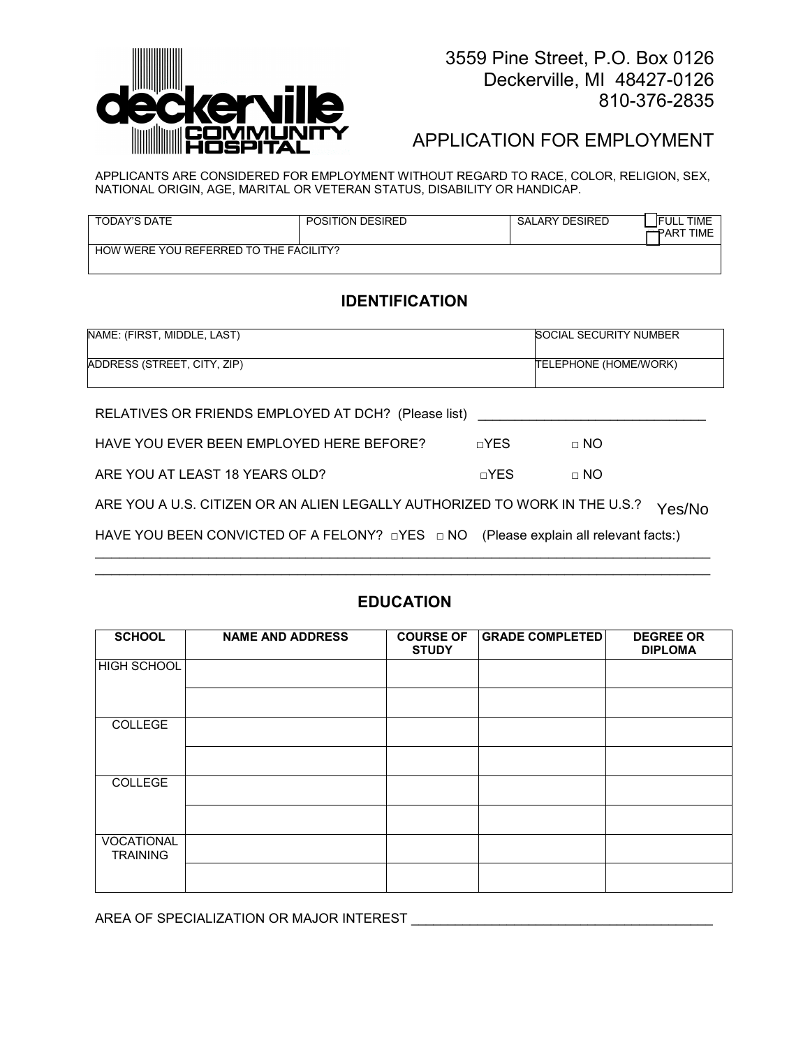deckerville COMMUNITY HOSPITAL

3559 Pine Street, P.O. Box 0126
Deckerville, MI 48427-0126
810-376-2835

# APPLICATION FOR EMPLOYMENT

APPLICANTS ARE CONSIDERED FOR EMPLOYMENT WITHOUT REGARD TO RACE, COLOR, RELIGION, SEX, NATIONAL ORIGIN, AGE, MARITAL OR VETERAN STATUS, DISABILITY OR HANDICAP.

| TODAY'S DATE | POSITION DESIRED | SALARY DESIRED | ☐ FULL TIME ☐ PART TIME |
|---|---|---|---|
| HOW WERE YOU REFERRED TO THE FACILITY? | | | |

## IDENTIFICATION

| NAME: (FIRST, MIDDLE, LAST) | SOCIAL SECURITY NUMBER |
|---|---|
| ADDRESS (STREET, CITY, ZIP) | TELEPHONE (HOME/WORK) |

RELATIVES OR FRIENDS EMPLOYED AT DCH? (Please list) ______________________________

HAVE YOU EVER BEEN EMPLOYED HERE BEFORE? □YES □ NO

ARE YOU AT LEAST 18 YEARS OLD? □YES □ NO

ARE YOU A U.S. CITIZEN OR AN ALIEN LEGALLY AUTHORIZED TO WORK IN THE U.S.? Yes/No

HAVE YOU BEEN CONVICTED OF A FELONY? □YES □ NO (Please explain all relevant facts:)

______________________________________________________________________________

______________________________________________________________________________

## EDUCATION

| SCHOOL | NAME AND ADDRESS | COURSE OF STUDY | GRADE COMPLETED | DEGREE OR DIPLOMA |
|---|---|---|---|---|
| HIGH SCHOOL | | | | |
| | | | | |
| COLLEGE | | | | |
| | | | | |
| COLLEGE | | | | |
| | | | | |
| VOCATIONAL TRAINING | | | | |
| | | | | |

AREA OF SPECIALIZATION OR MAJOR INTEREST ________________________________________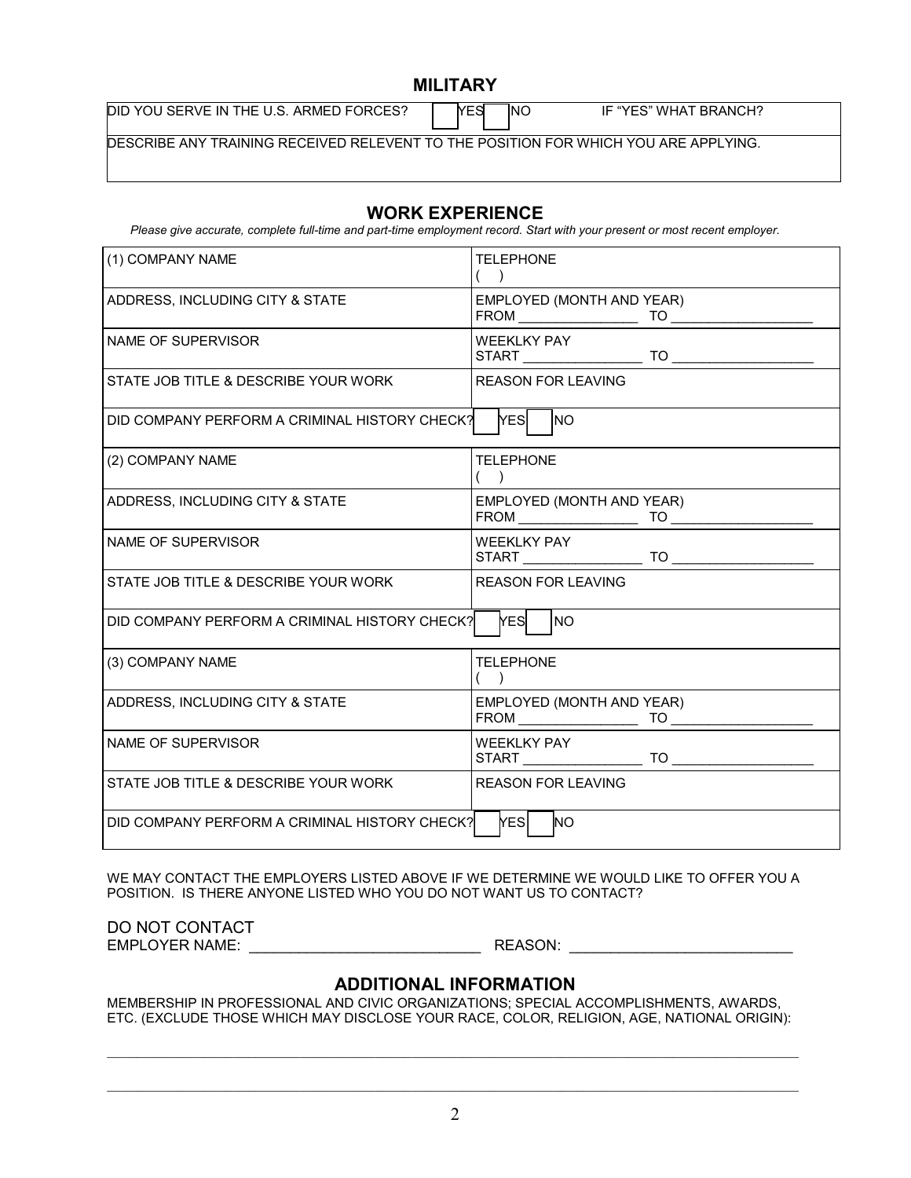## MILITARY

| DID YOU SERVE IN THE U.S. ARMED FORCES? ☐ YES ☐ NO | IF "YES" WHAT BRANCH? |
|---|---|
| DESCRIBE ANY TRAINING RECEIVED RELEVENT TO THE POSITION FOR WHICH YOU ARE APPLYING. | |

## WORK EXPERIENCE

*Please give accurate, complete full-time and part-time employment record. Start with your present or most recent employer.*

| | |
|---|---|
| (1) COMPANY NAME | TELEPHONE ( ) |
| ADDRESS, INCLUDING CITY & STATE | EMPLOYED (MONTH AND YEAR) FROM ________________ TO ___________________ |
| NAME OF SUPERVISOR | WEEKLKY PAY START ________________ TO ___________________ |
| STATE JOB TITLE & DESCRIBE YOUR WORK | REASON FOR LEAVING |
| DID COMPANY PERFORM A CRIMINAL HISTORY CHECK? | ☐ YES ☐ NO |
| (2) COMPANY NAME | TELEPHONE ( ) |
| ADDRESS, INCLUDING CITY & STATE | EMPLOYED (MONTH AND YEAR) FROM ________________ TO ___________________ |
| NAME OF SUPERVISOR | WEEKLKY PAY START ________________ TO ___________________ |
| STATE JOB TITLE & DESCRIBE YOUR WORK | REASON FOR LEAVING |
| DID COMPANY PERFORM A CRIMINAL HISTORY CHECK? | ☐ YES ☐ NO |
| (3) COMPANY NAME | TELEPHONE ( ) |
| ADDRESS, INCLUDING CITY & STATE | EMPLOYED (MONTH AND YEAR) FROM ________________ TO ___________________ |
| NAME OF SUPERVISOR | WEEKLKY PAY START ________________ TO ___________________ |
| STATE JOB TITLE & DESCRIBE YOUR WORK | REASON FOR LEAVING |
| DID COMPANY PERFORM A CRIMINAL HISTORY CHECK? | ☐ YES ☐ NO |

WE MAY CONTACT THE EMPLOYERS LISTED ABOVE IF WE DETERMINE WE WOULD LIKE TO OFFER YOU A POSITION. IS THERE ANYONE LISTED WHO YOU DO NOT WANT US TO CONTACT?

DO NOT CONTACT
EMPLOYER NAME: ____________________________ REASON: ___________________________

## ADDITIONAL INFORMATION

MEMBERSHIP IN PROFESSIONAL AND CIVIC ORGANIZATIONS; SPECIAL ACCOMPLISHMENTS, AWARDS, ETC. (EXCLUDE THOSE WHICH MAY DISCLOSE YOUR RACE, COLOR, RELIGION, AGE, NATIONAL ORIGIN):

______________________________________________________________________________________

______________________________________________________________________________________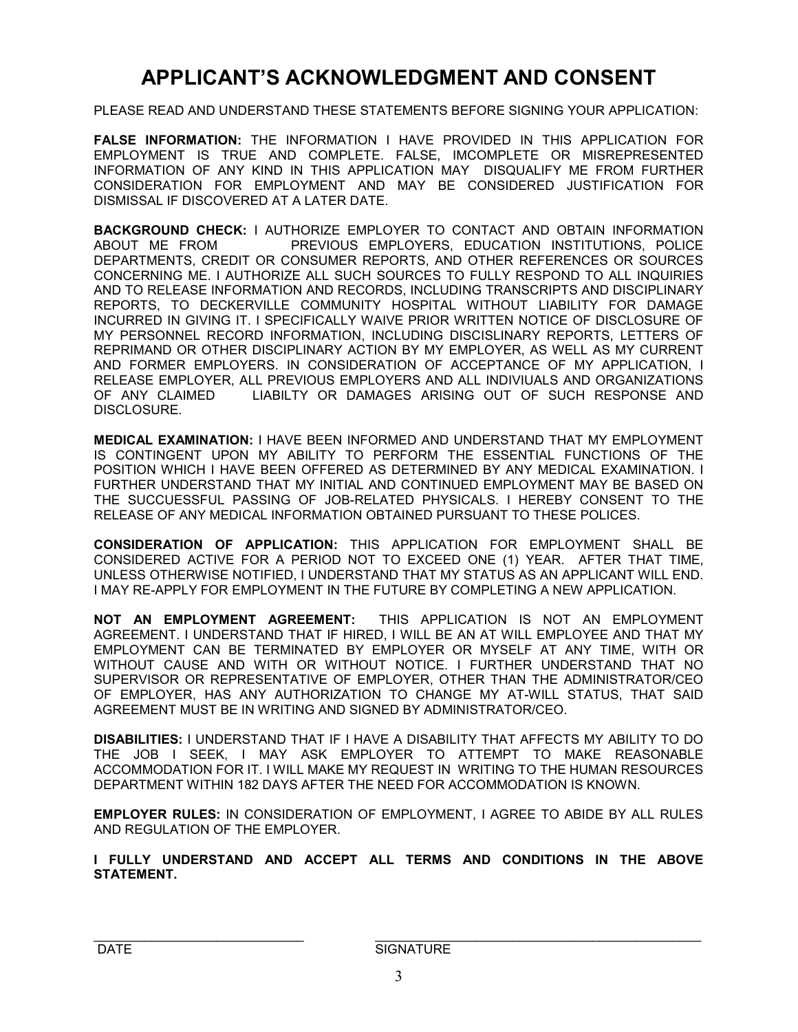# APPLICANT'S ACKNOWLEDGMENT AND CONSENT

PLEASE READ AND UNDERSTAND THESE STATEMENTS BEFORE SIGNING YOUR APPLICATION:

**FALSE INFORMATION:** THE INFORMATION I HAVE PROVIDED IN THIS APPLICATION FOR EMPLOYMENT IS TRUE AND COMPLETE. FALSE, IMCOMPLETE OR MISREPRESENTED INFORMATION OF ANY KIND IN THIS APPLICATION MAY DISQUALIFY ME FROM FURTHER CONSIDERATION FOR EMPLOYMENT AND MAY BE CONSIDERED JUSTIFICATION FOR DISMISSAL IF DISCOVERED AT A LATER DATE.

**BACKGROUND CHECK:** I AUTHORIZE EMPLOYER TO CONTACT AND OBTAIN INFORMATION ABOUT ME FROM PREVIOUS EMPLOYERS, EDUCATION INSTITUTIONS, POLICE DEPARTMENTS, CREDIT OR CONSUMER REPORTS, AND OTHER REFERENCES OR SOURCES CONCERNING ME. I AUTHORIZE ALL SUCH SOURCES TO FULLY RESPOND TO ALL INQUIRIES AND TO RELEASE INFORMATION AND RECORDS, INCLUDING TRANSCRIPTS AND DISCIPLINARY REPORTS, TO DECKERVILLE COMMUNITY HOSPITAL WITHOUT LIABILITY FOR DAMAGE INCURRED IN GIVING IT. I SPECIFICALLY WAIVE PRIOR WRITTEN NOTICE OF DISCLOSURE OF MY PERSONNEL RECORD INFORMATION, INCLUDING DISCISLINARY REPORTS, LETTERS OF REPRIMAND OR OTHER DISCIPLINARY ACTION BY MY EMPLOYER, AS WELL AS MY CURRENT AND FORMER EMPLOYERS. IN CONSIDERATION OF ACCEPTANCE OF MY APPLICATION, I RELEASE EMPLOYER, ALL PREVIOUS EMPLOYERS AND ALL INDIVIUALS AND ORGANIZATIONS OF ANY CLAIMED LIABILTY OR DAMAGES ARISING OUT OF SUCH RESPONSE AND DISCLOSURE.

**MEDICAL EXAMINATION:** I HAVE BEEN INFORMED AND UNDERSTAND THAT MY EMPLOYMENT IS CONTINGENT UPON MY ABILITY TO PERFORM THE ESSENTIAL FUNCTIONS OF THE POSITION WHICH I HAVE BEEN OFFERED AS DETERMINED BY ANY MEDICAL EXAMINATION. I FURTHER UNDERSTAND THAT MY INITIAL AND CONTINUED EMPLOYMENT MAY BE BASED ON THE SUCCUESSFUL PASSING OF JOB-RELATED PHYSICALS. I HEREBY CONSENT TO THE RELEASE OF ANY MEDICAL INFORMATION OBTAINED PURSUANT TO THESE POLICES.

**CONSIDERATION OF APPLICATION:** THIS APPLICATION FOR EMPLOYMENT SHALL BE CONSIDERED ACTIVE FOR A PERIOD NOT TO EXCEED ONE (1) YEAR. AFTER THAT TIME, UNLESS OTHERWISE NOTIFIED, I UNDERSTAND THAT MY STATUS AS AN APPLICANT WILL END. I MAY RE-APPLY FOR EMPLOYMENT IN THE FUTURE BY COMPLETING A NEW APPLICATION.

**NOT AN EMPLOYMENT AGREEMENT:** THIS APPLICATION IS NOT AN EMPLOYMENT AGREEMENT. I UNDERSTAND THAT IF HIRED, I WILL BE AN AT WILL EMPLOYEE AND THAT MY EMPLOYMENT CAN BE TERMINATED BY EMPLOYER OR MYSELF AT ANY TIME, WITH OR WITHOUT CAUSE AND WITH OR WITHOUT NOTICE. I FURTHER UNDERSTAND THAT NO SUPERVISOR OR REPRESENTATIVE OF EMPLOYER, OTHER THAN THE ADMINISTRATOR/CEO OF EMPLOYER, HAS ANY AUTHORIZATION TO CHANGE MY AT-WILL STATUS, THAT SAID AGREEMENT MUST BE IN WRITING AND SIGNED BY ADMINISTRATOR/CEO.

**DISABILITIES:** I UNDERSTAND THAT IF I HAVE A DISABILITY THAT AFFECTS MY ABILITY TO DO THE JOB I SEEK, I MAY ASK EMPLOYER TO ATTEMPT TO MAKE REASONABLE ACCOMMODATION FOR IT. I WILL MAKE MY REQUEST IN WRITING TO THE HUMAN RESOURCES DEPARTMENT WITHIN 182 DAYS AFTER THE NEED FOR ACCOMMODATION IS KNOWN.

**EMPLOYER RULES:** IN CONSIDERATION OF EMPLOYMENT, I AGREE TO ABIDE BY ALL RULES AND REGULATION OF THE EMPLOYER.

**I FULLY UNDERSTAND AND ACCEPT ALL TERMS AND CONDITIONS IN THE ABOVE STATEMENT.**

______________________________ DATE

______________________________________________ SIGNATURE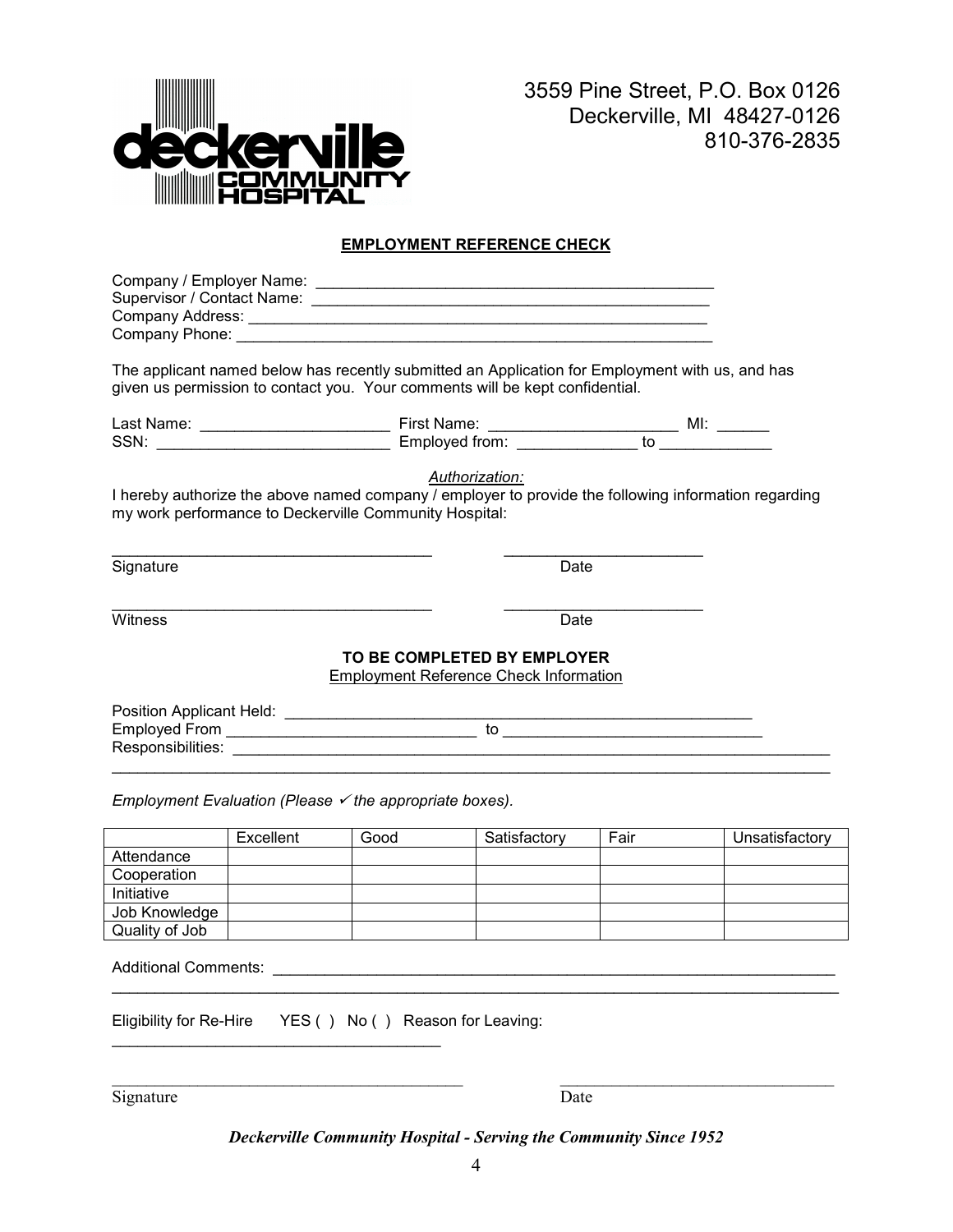3559 Pine Street, P.O. Box 0126
Deckerville, MI 48427-0126
810-376-2835

## EMPLOYMENT REFERENCE CHECK

Company / Employer Name: _______________________________________________
Supervisor / Contact Name: _______________________________________________
Company Address: _______________________________________________________
Company Phone: _________________________________________________________

The applicant named below has recently submitted an Application for Employment with us, and has given us permission to contact you. Your comments will be kept confidential.

Last Name: _____________________ First Name: _____________________ MI: ______
SSN: __________________________ Employed from: _____________ to _____________

*Authorization:*

I hereby authorize the above named company / employer to provide the following information regarding my work performance to Deckerville Community Hospital:

_____________________________________ ______________________
Signature Date

_____________________________________ ______________________
Witness Date

**TO BE COMPLETED BY EMPLOYER**

Employment Reference Check Information

Position Applicant Held: ___________________________________________________
Employed From ____________________________ to _____________________________
Responsibilities: _________________________________________________________
____________________________________________________________________________

*Employment Evaluation (Please ✓ the appropriate boxes).*

| | Excellent | Good | Satisfactory | Fair | Unsatisfactory |
|---|---|---|---|---|---|
| Attendance | | | | | |
| Cooperation | | | | | |
| Initiative | | | | | |
| Job Knowledge | | | | | |
| Quality of Job | | | | | |

Additional Comments: _______________________________________________________
____________________________________________________________________________

Eligibility for Re-Hire YES ( ) No ( ) Reason for Leaving:
_____________________________________

_________________________________________ ________________________________
Signature Date

***Deckerville Community Hospital - Serving the Community Since 1952***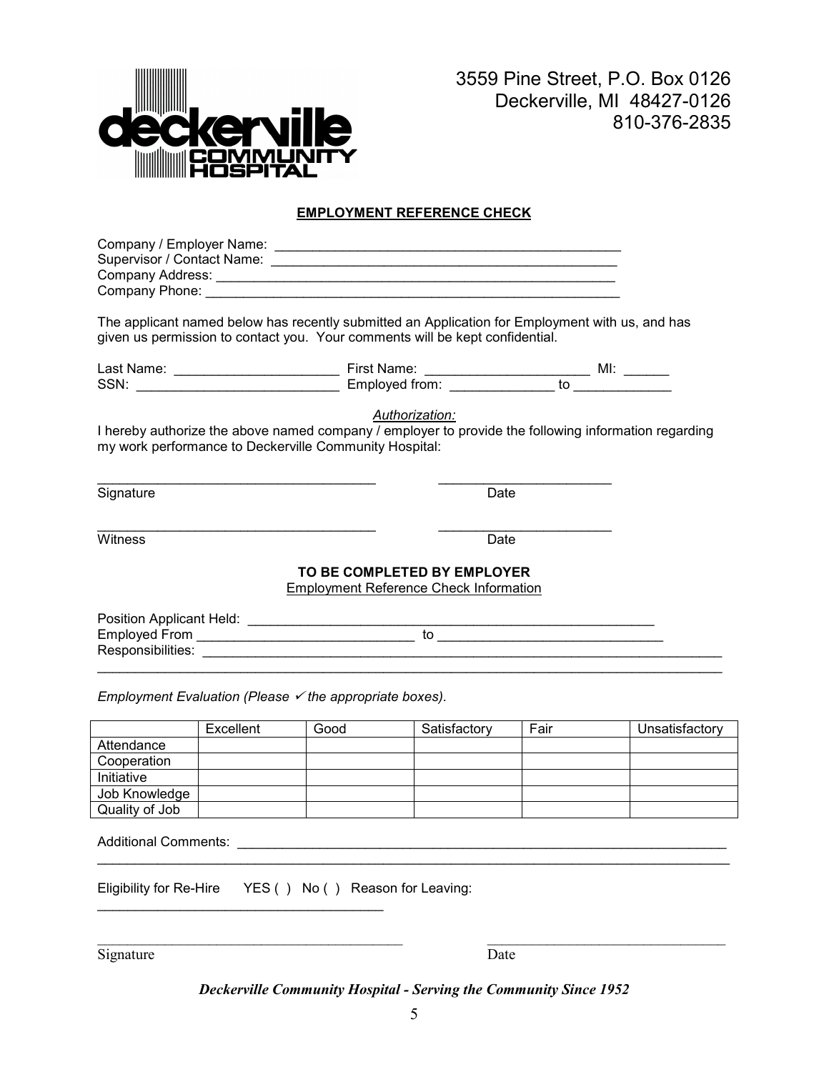deckerville COMMUNITY HOSPITAL

3559 Pine Street, P.O. Box 0126
Deckerville, MI 48427-0126
810-376-2835

## EMPLOYMENT REFERENCE CHECK

Company / Employer Name: ______________________________________________
Supervisor / Contact Name: ______________________________________________
Company Address: ______________________________________________________
Company Phone: ________________________________________________________

The applicant named below has recently submitted an Application for Employment with us, and has given us permission to contact you. Your comments will be kept confidential.

Last Name: ____________________ First Name: ____________________ MI: ______
SSN: ________________________ Employed from: ____________ to ____________

*Authorization:*

I hereby authorize the above named company / employer to provide the following information regarding my work performance to Deckerville Community Hospital:

___________________________________ ______________________
Signature Date

___________________________________ ______________________
Witness Date

**TO BE COMPLETED BY EMPLOYER**

Employment Reference Check Information

Position Applicant Held: ______________________________________________________
Employed From ___________________________ to ___________________________
Responsibilities: ______________________________________________________________
______________________________________________________________________________

*Employment Evaluation (Please ✓ the appropriate boxes).*

| | Excellent | Good | Satisfactory | Fair | Unsatisfactory |
|---|---|---|---|---|---|
| Attendance | | | | | |
| Cooperation | | | | | |
| Initiative | | | | | |
| Job Knowledge | | | | | |
| Quality of Job | | | | | |

Additional Comments: ____________________________________________________________
______________________________________________________________________________

Eligibility for Re-Hire YES ( ) No ( ) Reason for Leaving:
____________________________________

_______________________________________ ______________________________
Signature Date

***Deckerville Community Hospital - Serving the Community Since 1952***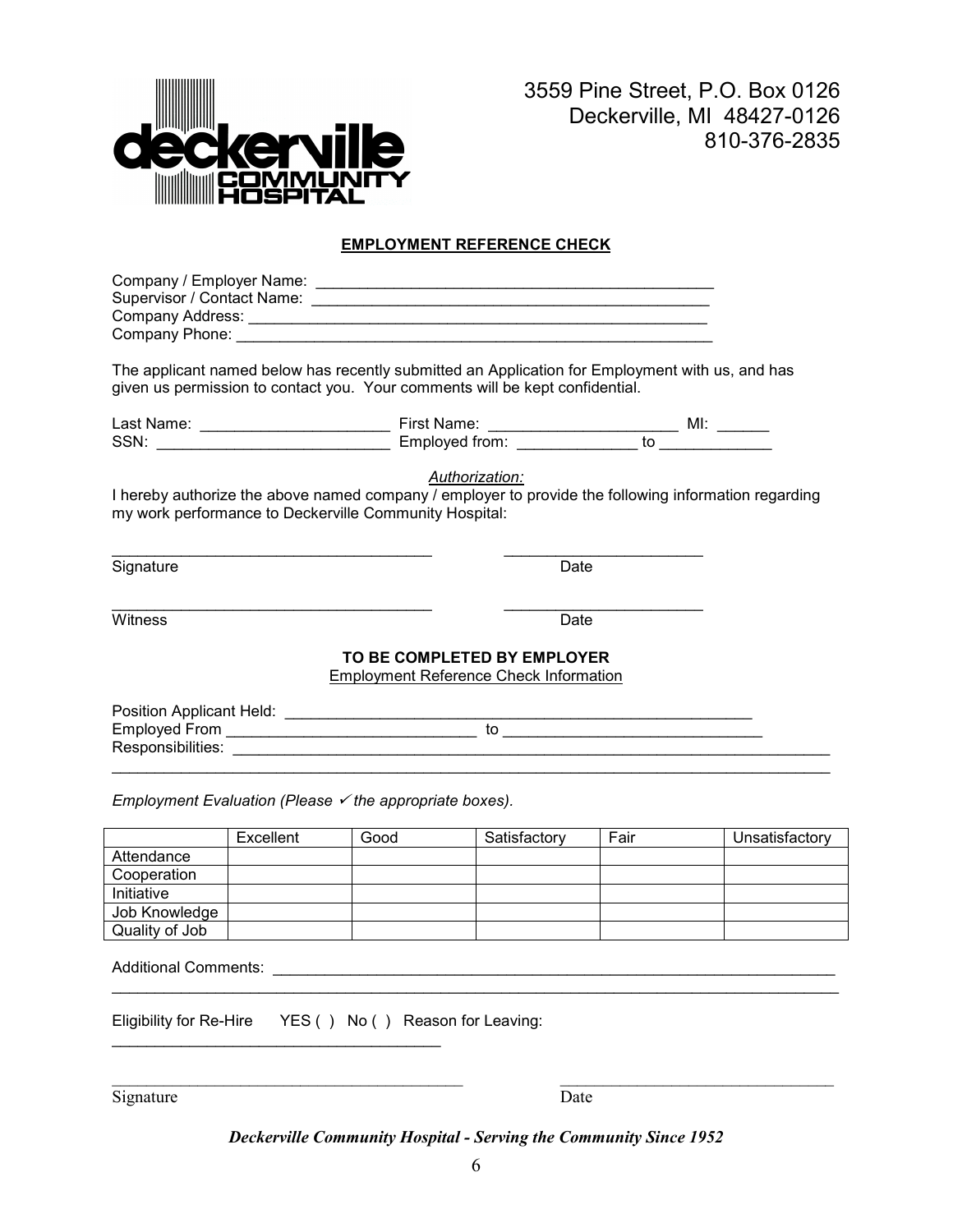3559 Pine Street, P.O. Box 0126
Deckerville, MI 48427-0126
810-376-2835

## EMPLOYMENT REFERENCE CHECK

Company / Employer Name: ________________________________________________
Supervisor / Contact Name: ________________________________________________
Company Address: ______________________________________________________
Company Phone: ________________________________________________________

The applicant named below has recently submitted an Application for Employment with us, and has given us permission to contact you. Your comments will be kept confidential.

Last Name: ______________________ First Name: ______________________ MI: ______
SSN: ___________________________ Employed from: ______________ to _____________

*Authorization:*

I hereby authorize the above named company / employer to provide the following information regarding my work performance to Deckerville Community Hospital:

_____________________________________ _______________________
Signature Date

_____________________________________ _______________________
Witness Date

**TO BE COMPLETED BY EMPLOYER**

Employment Reference Check Information

Position Applicant Held: ________________________________________________________
Employed From ____________________________ to ______________________________
Responsibilities: _________________________________________________________________
______________________________________________________________________________

*Employment Evaluation (Please ✓ the appropriate boxes).*

| | Excellent | Good | Satisfactory | Fair | Unsatisfactory |
|---|---|---|---|---|---|
| Attendance | | | | | |
| Cooperation | | | | | |
| Initiative | | | | | |
| Job Knowledge | | | | | |
| Quality of Job | | | | | |

Additional Comments: ____________________________________________________________
______________________________________________________________________________

Eligibility for Re-Hire YES ( ) No ( ) Reason for Leaving:
_____________________________________

_________________________________________ ________________________________
Signature Date

***Deckerville Community Hospital - Serving the Community Since 1952***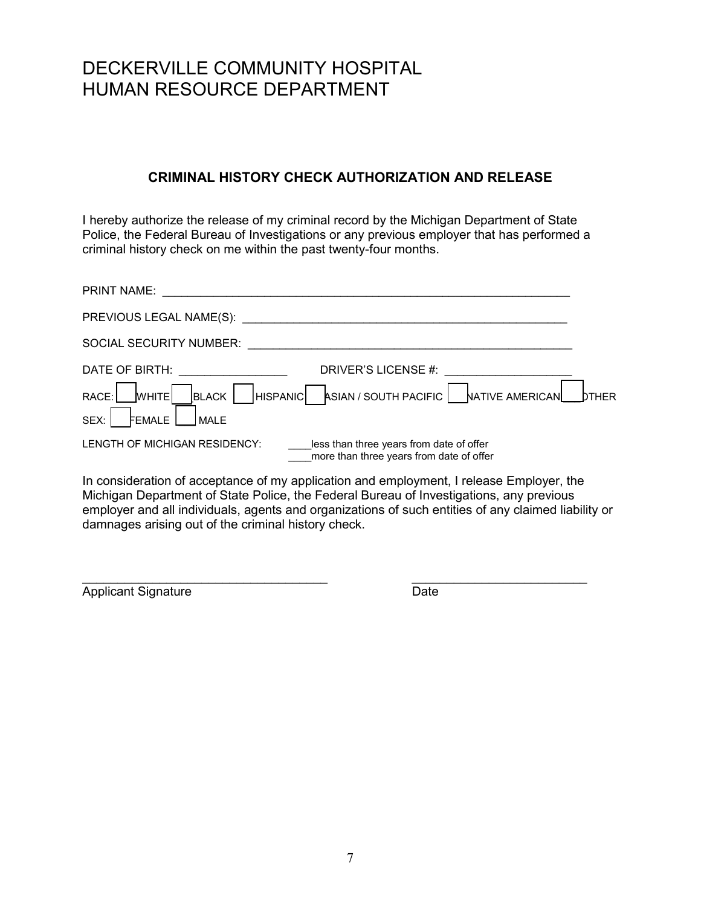# DECKERVILLE COMMUNITY HOSPITAL
# HUMAN RESOURCE DEPARTMENT

**CRIMINAL HISTORY CHECK AUTHORIZATION AND RELEASE**

I hereby authorize the release of my criminal record by the Michigan Department of State Police, the Federal Bureau of Investigations or any previous employer that has performed a criminal history check on me within the past twenty-four months.

PRINT NAME: ___________________________________________________________

PREVIOUS LEGAL NAME(S): ______________________________________________

SOCIAL SECURITY NUMBER: _____________________________________________

DATE OF BIRTH: _______________ DRIVER'S LICENSE #: __________________

RACE: ☐ WHITE ☐ BLACK ☐ HISPANIC ☐ ASIAN / SOUTH PACIFIC ☐ NATIVE AMERICAN ☐ OTHER

SEX: ☐ FEMALE ☐ MALE

LENGTH OF MICHIGAN RESIDENCY: ____less than three years from date of offer
____more than three years from date of offer

In consideration of acceptance of my application and employment, I release Employer, the Michigan Department of State Police, the Federal Bureau of Investigations, any previous employer and all individuals, agents and organizations of such entities of any claimed liability or damnages arising out of the criminal history check.

________________________________ ________________________
Applicant Signature Date